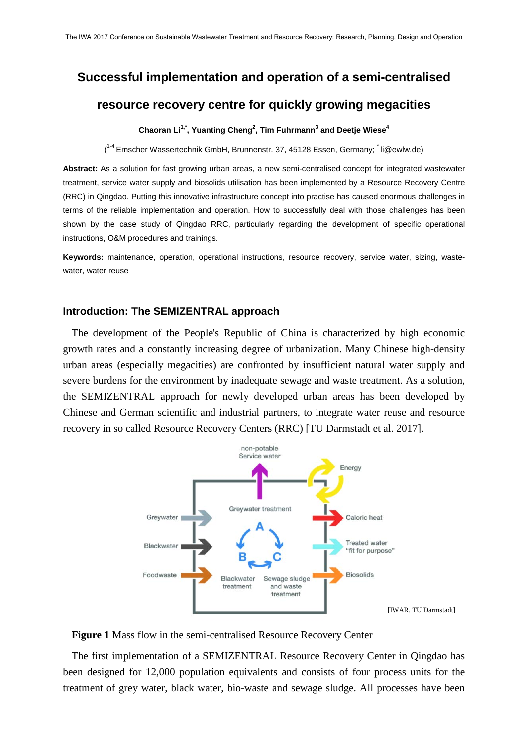# Successful implementation and operation of a semi-centralised resource recovery centre for quickly growing megacities

**Chaoran Li[1,*], Yuanting Cheng[2], Tim Fuhrmann[3] and Deetje Wiese[4]**

([1-4] Emscher Wassertechnik GmbH, Brunnenstr. 37, 45128 Essen, Germany; [*] li@ewlw.de)

**Abstract:** As a solution for fast growing urban areas, a new semi-centralised concept for integrated wastewater treatment, service water supply and biosolids utilisation has been implemented by a Resource Recovery Centre (RRC) in Qingdao. Putting this innovative infrastructure concept into practise has caused enormous challenges in terms of the reliable implementation and operation. How to successfully deal with those challenges has been shown by the case study of Qingdao RRC, particularly regarding the development of specific operational instructions, O&M procedures and trainings.

**Keywords:** maintenance, operation, operational instructions, resource recovery, service water, sizing, waste-water, water reuse

## Introduction: The SEMIZENTRAL approach

The development of the People's Republic of China is characterized by high economic growth rates and a constantly increasing degree of urbanization. Many Chinese high-density urban areas (especially megacities) are confronted by insufficient natural water supply and severe burdens for the environment by inadequate sewage and waste treatment. As a solution, the SEMIZENTRAL approach for newly developed urban areas has been developed by Chinese and German scientific and industrial partners, to integrate water reuse and resource recovery in so called Resource Recovery Centers (RRC) [TU Darmstadt et al. 2017].

non-potable Service water

Energy

Greywater treatment

Greywater

Caloric heat

Blackwater

Treated water "fit for purpose"

Foodwaste

Biosolids

A

B

C

Blackwater treatment

Sewage sludge and waste treatment

[IWAR, TU Darmstadt]

**Figure 1** Mass flow in the semi-centralised Resource Recovery Center

The first implementation of a SEMIZENTRAL Resource Recovery Center in Qingdao has been designed for 12,000 population equivalents and consists of four process units for the treatment of grey water, black water, bio-waste and sewage sludge. All processes have been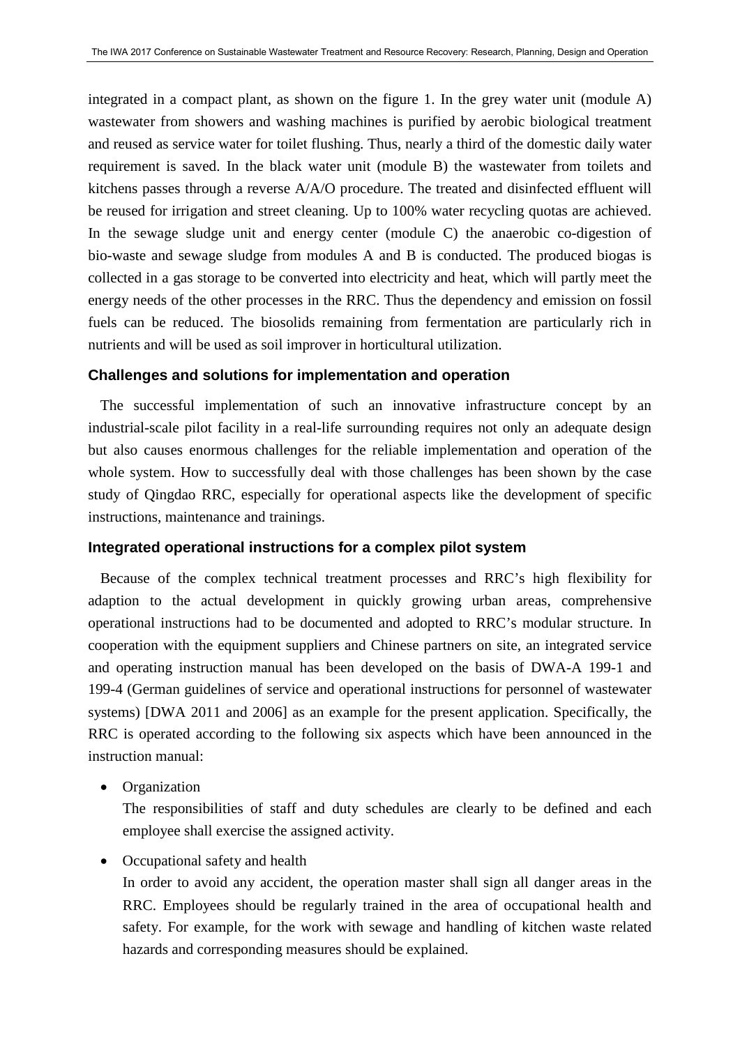integrated in a compact plant, as shown on the figure 1. In the grey water unit (module A) wastewater from showers and washing machines is purified by aerobic biological treatment and reused as service water for toilet flushing. Thus, nearly a third of the domestic daily water requirement is saved. In the black water unit (module B) the wastewater from toilets and kitchens passes through a reverse A/A/O procedure. The treated and disinfected effluent will be reused for irrigation and street cleaning. Up to 100% water recycling quotas are achieved. In the sewage sludge unit and energy center (module C) the anaerobic co-digestion of bio-waste and sewage sludge from modules A and B is conducted. The produced biogas is collected in a gas storage to be converted into electricity and heat, which will partly meet the energy needs of the other processes in the RRC. Thus the dependency and emission on fossil fuels can be reduced. The biosolids remaining from fermentation are particularly rich in nutrients and will be used as soil improver in horticultural utilization.

### Challenges and solutions for implementation and operation

The successful implementation of such an innovative infrastructure concept by an industrial-scale pilot facility in a real-life surrounding requires not only an adequate design but also causes enormous challenges for the reliable implementation and operation of the whole system. How to successfully deal with those challenges has been shown by the case study of Qingdao RRC, especially for operational aspects like the development of specific instructions, maintenance and trainings.

### Integrated operational instructions for a complex pilot system

Because of the complex technical treatment processes and RRC's high flexibility for adaption to the actual development in quickly growing urban areas, comprehensive operational instructions had to be documented and adopted to RRC's modular structure. In cooperation with the equipment suppliers and Chinese partners on site, an integrated service and operating instruction manual has been developed on the basis of DWA-A 199-1 and 199-4 (German guidelines of service and operational instructions for personnel of wastewater systems) [DWA 2011 and 2006] as an example for the present application. Specifically, the RRC is operated according to the following six aspects which have been announced in the instruction manual:

- Organization

  The responsibilities of staff and duty schedules are clearly to be defined and each employee shall exercise the assigned activity.

- Occupational safety and health

  In order to avoid any accident, the operation master shall sign all danger areas in the RRC. Employees should be regularly trained in the area of occupational health and safety. For example, for the work with sewage and handling of kitchen waste related hazards and corresponding measures should be explained.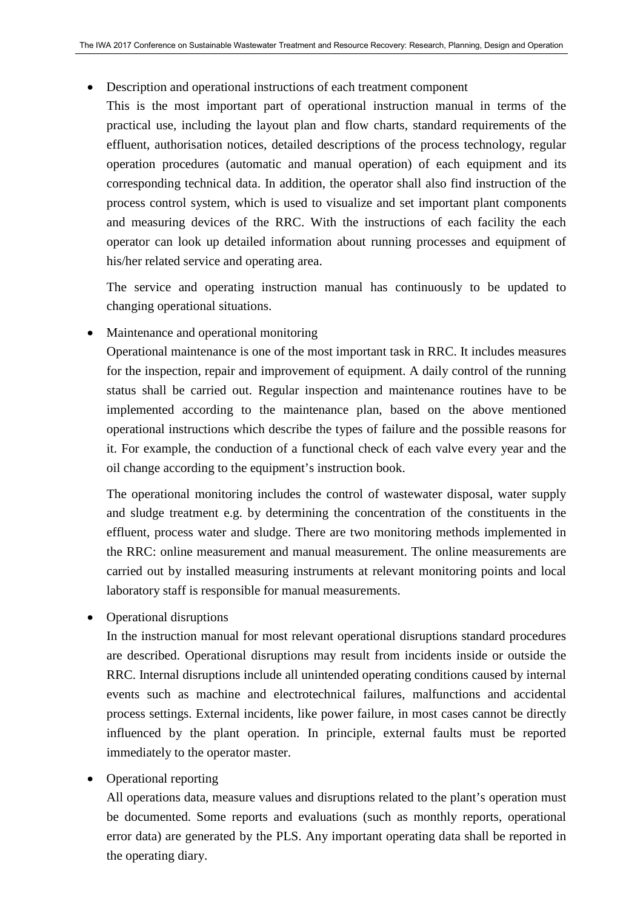- Description and operational instructions of each treatment component

  This is the most important part of operational instruction manual in terms of the practical use, including the layout plan and flow charts, standard requirements of the effluent, authorisation notices, detailed descriptions of the process technology, regular operation procedures (automatic and manual operation) of each equipment and its corresponding technical data. In addition, the operator shall also find instruction of the process control system, which is used to visualize and set important plant components and measuring devices of the RRC. With the instructions of each facility the each operator can look up detailed information about running processes and equipment of his/her related service and operating area.

  The service and operating instruction manual has continuously to be updated to changing operational situations.

- Maintenance and operational monitoring

  Operational maintenance is one of the most important task in RRC. It includes measures for the inspection, repair and improvement of equipment. A daily control of the running status shall be carried out. Regular inspection and maintenance routines have to be implemented according to the maintenance plan, based on the above mentioned operational instructions which describe the types of failure and the possible reasons for it. For example, the conduction of a functional check of each valve every year and the oil change according to the equipment's instruction book.

  The operational monitoring includes the control of wastewater disposal, water supply and sludge treatment e.g. by determining the concentration of the constituents in the effluent, process water and sludge. There are two monitoring methods implemented in the RRC: online measurement and manual measurement. The online measurements are carried out by installed measuring instruments at relevant monitoring points and local laboratory staff is responsible for manual measurements.

- Operational disruptions

  In the instruction manual for most relevant operational disruptions standard procedures are described. Operational disruptions may result from incidents inside or outside the RRC. Internal disruptions include all unintended operating conditions caused by internal events such as machine and electrotechnical failures, malfunctions and accidental process settings. External incidents, like power failure, in most cases cannot be directly influenced by the plant operation. In principle, external faults must be reported immediately to the operator master.

- Operational reporting

  All operations data, measure values and disruptions related to the plant's operation must be documented. Some reports and evaluations (such as monthly reports, operational error data) are generated by the PLS. Any important operating data shall be reported in the operating diary.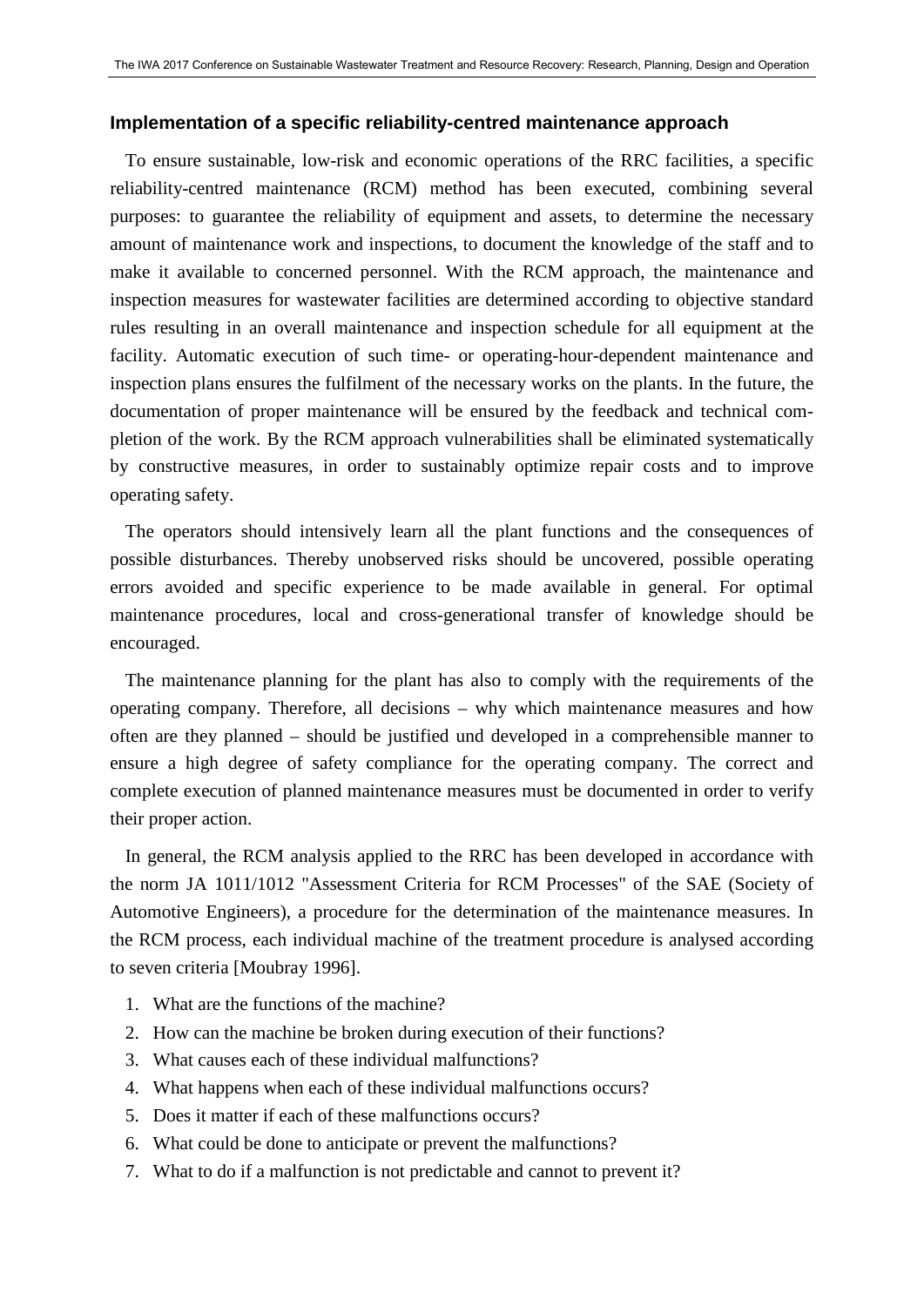### Implementation of a specific reliability-centred maintenance approach

To ensure sustainable, low-risk and economic operations of the RRC facilities, a specific reliability-centred maintenance (RCM) method has been executed, combining several purposes: to guarantee the reliability of equipment and assets, to determine the necessary amount of maintenance work and inspections, to document the knowledge of the staff and to make it available to concerned personnel. With the RCM approach, the maintenance and inspection measures for wastewater facilities are determined according to objective standard rules resulting in an overall maintenance and inspection schedule for all equipment at the facility. Automatic execution of such time- or operating-hour-dependent maintenance and inspection plans ensures the fulfilment of the necessary works on the plants. In the future, the documentation of proper maintenance will be ensured by the feedback and technical completion of the work. By the RCM approach vulnerabilities shall be eliminated systematically by constructive measures, in order to sustainably optimize repair costs and to improve operating safety.

The operators should intensively learn all the plant functions and the consequences of possible disturbances. Thereby unobserved risks should be uncovered, possible operating errors avoided and specific experience to be made available in general. For optimal maintenance procedures, local and cross-generational transfer of knowledge should be encouraged.

The maintenance planning for the plant has also to comply with the requirements of the operating company. Therefore, all decisions – why which maintenance measures and how often are they planned – should be justified und developed in a comprehensible manner to ensure a high degree of safety compliance for the operating company. The correct and complete execution of planned maintenance measures must be documented in order to verify their proper action.

In general, the RCM analysis applied to the RRC has been developed in accordance with the norm JA 1011/1012 "Assessment Criteria for RCM Processes" of the SAE (Society of Automotive Engineers), a procedure for the determination of the maintenance measures. In the RCM process, each individual machine of the treatment procedure is analysed according to seven criteria [Moubray 1996].

1. What are the functions of the machine?
2. How can the machine be broken during execution of their functions?
3. What causes each of these individual malfunctions?
4. What happens when each of these individual malfunctions occurs?
5. Does it matter if each of these malfunctions occurs?
6. What could be done to anticipate or prevent the malfunctions?
7. What to do if a malfunction is not predictable and cannot to prevent it?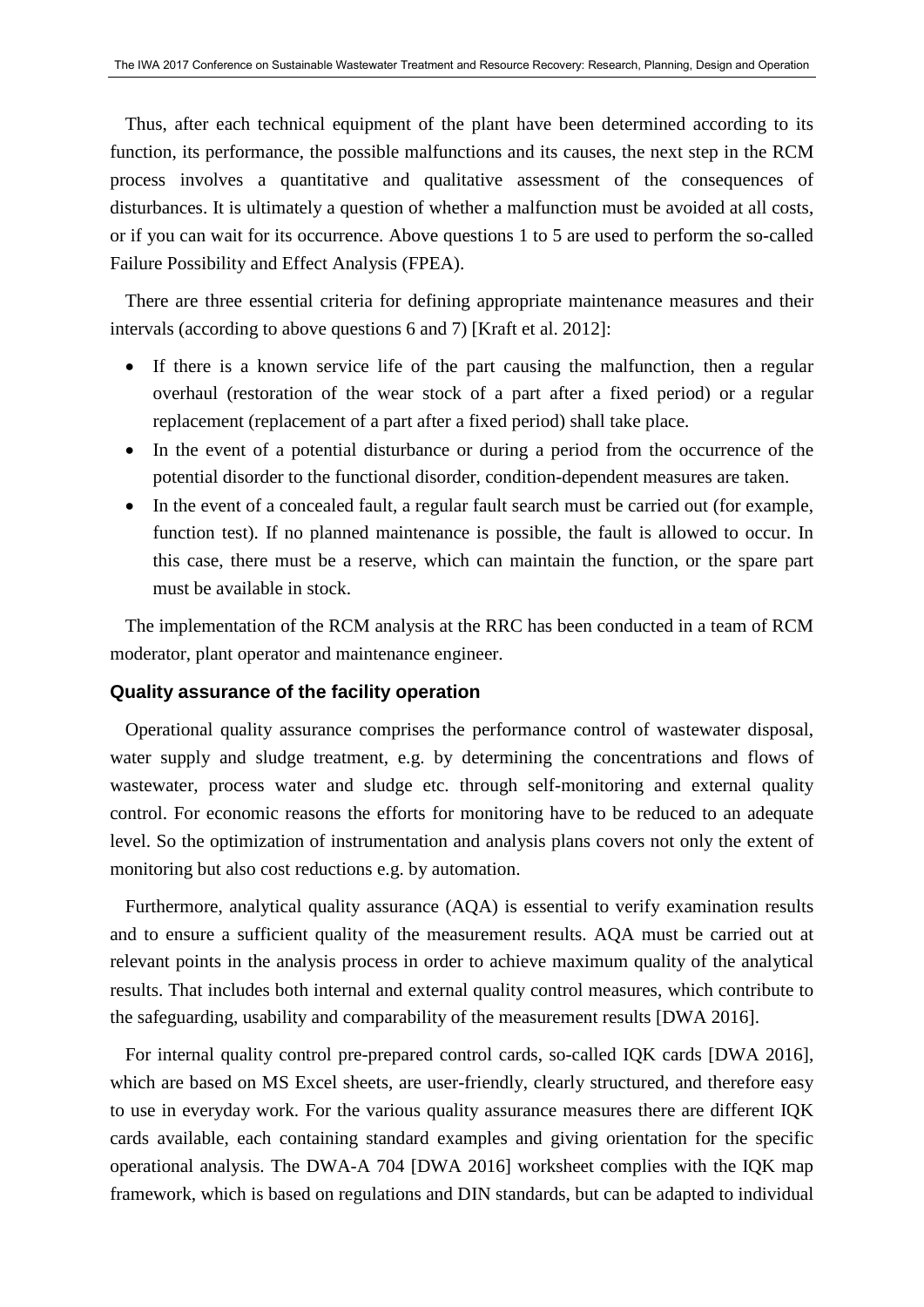Thus, after each technical equipment of the plant have been determined according to its function, its performance, the possible malfunctions and its causes, the next step in the RCM process involves a quantitative and qualitative assessment of the consequences of disturbances. It is ultimately a question of whether a malfunction must be avoided at all costs, or if you can wait for its occurrence. Above questions 1 to 5 are used to perform the so-called Failure Possibility and Effect Analysis (FPEA).

There are three essential criteria for defining appropriate maintenance measures and their intervals (according to above questions 6 and 7) [Kraft et al. 2012]:

- If there is a known service life of the part causing the malfunction, then a regular overhaul (restoration of the wear stock of a part after a fixed period) or a regular replacement (replacement of a part after a fixed period) shall take place.
- In the event of a potential disturbance or during a period from the occurrence of the potential disorder to the functional disorder, condition-dependent measures are taken.
- In the event of a concealed fault, a regular fault search must be carried out (for example, function test). If no planned maintenance is possible, the fault is allowed to occur. In this case, there must be a reserve, which can maintain the function, or the spare part must be available in stock.

The implementation of the RCM analysis at the RRC has been conducted in a team of RCM moderator, plant operator and maintenance engineer.

### Quality assurance of the facility operation

Operational quality assurance comprises the performance control of wastewater disposal, water supply and sludge treatment, e.g. by determining the concentrations and flows of wastewater, process water and sludge etc. through self-monitoring and external quality control. For economic reasons the efforts for monitoring have to be reduced to an adequate level. So the optimization of instrumentation and analysis plans covers not only the extent of monitoring but also cost reductions e.g. by automation.

Furthermore, analytical quality assurance (AQA) is essential to verify examination results and to ensure a sufficient quality of the measurement results. AQA must be carried out at relevant points in the analysis process in order to achieve maximum quality of the analytical results. That includes both internal and external quality control measures, which contribute to the safeguarding, usability and comparability of the measurement results [DWA 2016].

For internal quality control pre-prepared control cards, so-called IQK cards [DWA 2016], which are based on MS Excel sheets, are user-friendly, clearly structured, and therefore easy to use in everyday work. For the various quality assurance measures there are different IQK cards available, each containing standard examples and giving orientation for the specific operational analysis. The DWA-A 704 [DWA 2016] worksheet complies with the IQK map framework, which is based on regulations and DIN standards, but can be adapted to individual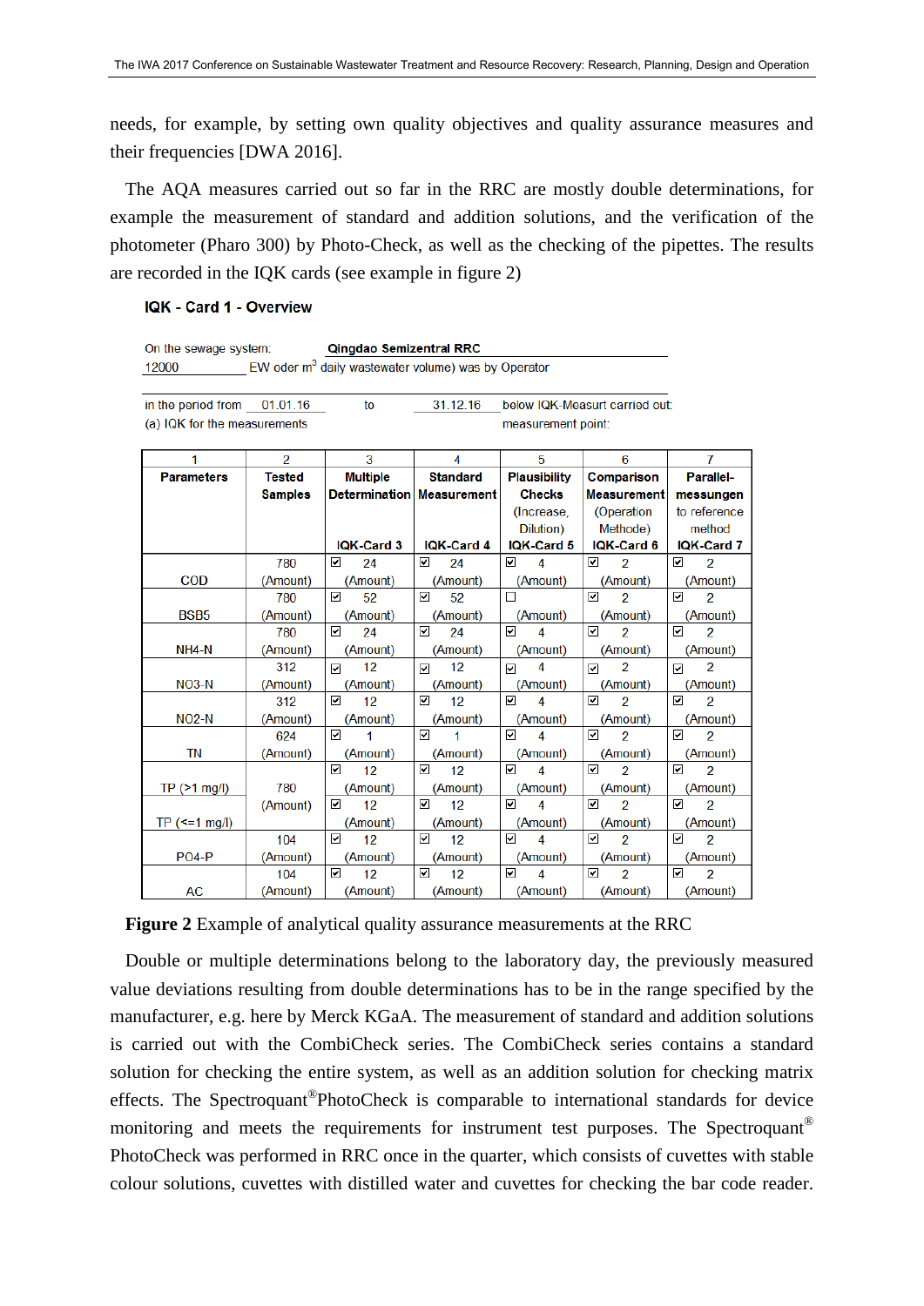needs, for example, by setting own quality objectives and quality assurance measures and their frequencies [DWA 2016].

The AQA measures carried out so far in the RRC are mostly double determinations, for example the measurement of standard and addition solutions, and the verification of the photometer (Pharo 300) by Photo-Check, as well as the checking of the pipettes. The results are recorded in the IQK cards (see example in figure 2)

**IQK - Card 1 - Overview**

On the sewage system: **Qingdao Semizentral RRC**

12000 EW oder m$^3$ daily wastewater volume) was by Operator

in the period from 01.01.16 to 31.12.16 below IQK-Measurt carried out:

(a) IQK for the measurements measurement point:

| 1 | 2 | 3 | 4 | 5 | 6 | 7 |
|---|---|---|---|---|---|---|
| **Parameters** | **Tested Samples** | **Multiple Determination** IQK-Card 3 | **Standard Measurement** IQK-Card 4 | **Plausibility Checks** (Increase, Dilution) IQK-Card 5 | **Comparison Measurement** (Operation Methode) IQK-Card 6 | **Parallel-messungen** to reference method IQK-Card 7 |
| COD | 780 (Amount) | ☑ 24 (Amount) | ☑ 24 (Amount) | ☑ 4 (Amount) | ☑ 2 (Amount) | ☑ 2 (Amount) |
| BSB5 | 780 (Amount) | ☑ 52 (Amount) | ☑ 52 (Amount) | ☐ (Amount) | ☑ 2 (Amount) | ☑ 2 (Amount) |
| NH4-N | 780 (Amount) | ☑ 24 (Amount) | ☑ 24 (Amount) | ☑ 4 (Amount) | ☑ 2 (Amount) | ☑ 2 (Amount) |
| NO3-N | 312 (Amount) | ☑ 12 (Amount) | ☑ 12 (Amount) | ☑ 4 (Amount) | ☑ 2 (Amount) | ☑ 2 (Amount) |
| NO2-N | 312 (Amount) | ☑ 12 (Amount) | ☑ 12 (Amount) | ☑ 4 (Amount) | ☑ 2 (Amount) | ☑ 2 (Amount) |
| TN | 624 (Amount) | ☑ 1 (Amount) | ☑ 1 (Amount) | ☑ 4 (Amount) | ☑ 2 (Amount) | ☑ 2 (Amount) |
| TP (>1 mg/l) | 780 (Amount) | ☑ 12 (Amount) | ☑ 12 (Amount) | ☑ 4 (Amount) | ☑ 2 (Amount) | ☑ 2 (Amount) |
| TP (<=1 mg/l) | | ☑ 12 (Amount) | ☑ 12 (Amount) | ☑ 4 (Amount) | ☑ 2 (Amount) | ☑ 2 (Amount) |
| PO4-P | 104 (Amount) | ☑ 12 (Amount) | ☑ 12 (Amount) | ☑ 4 (Amount) | ☑ 2 (Amount) | ☑ 2 (Amount) |
| AC | 104 (Amount) | ☑ 12 (Amount) | ☑ 12 (Amount) | ☑ 4 (Amount) | ☑ 2 (Amount) | ☑ 2 (Amount) |

**Figure 2** Example of analytical quality assurance measurements at the RRC

Double or multiple determinations belong to the laboratory day, the previously measured value deviations resulting from double determinations has to be in the range specified by the manufacturer, e.g. here by Merck KGaA. The measurement of standard and addition solutions is carried out with the CombiCheck series. The CombiCheck series contains a standard solution for checking the entire system, as well as an addition solution for checking matrix effects. The Spectroquant®PhotoCheck is comparable to international standards for device monitoring and meets the requirements for instrument test purposes. The Spectroquant® PhotoCheck was performed in RRC once in the quarter, which consists of cuvettes with stable colour solutions, cuvettes with distilled water and cuvettes for checking the bar code reader.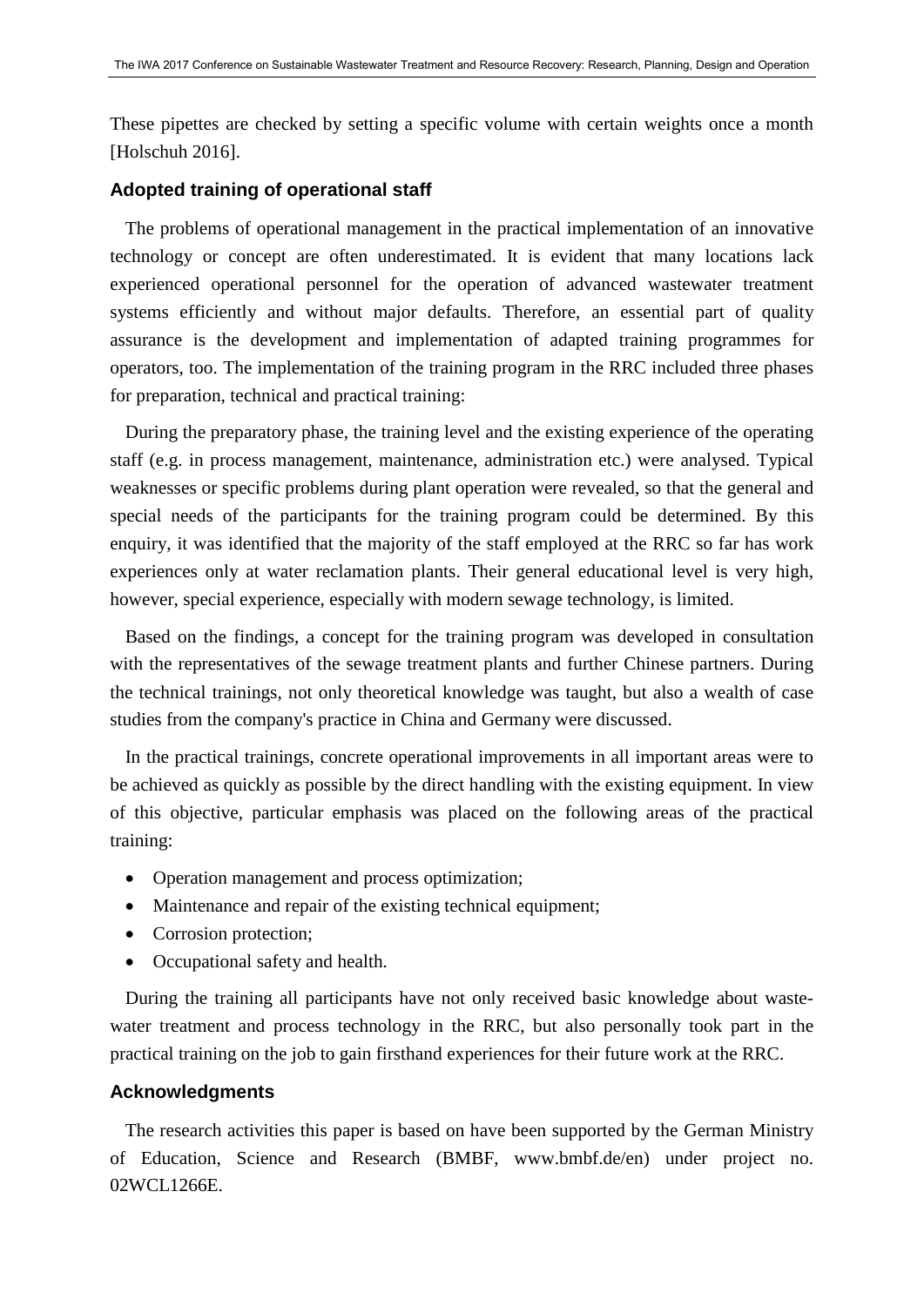These pipettes are checked by setting a specific volume with certain weights once a month [Holschuh 2016].

### Adopted training of operational staff

The problems of operational management in the practical implementation of an innovative technology or concept are often underestimated. It is evident that many locations lack experienced operational personnel for the operation of advanced wastewater treatment systems efficiently and without major defaults. Therefore, an essential part of quality assurance is the development and implementation of adapted training programmes for operators, too. The implementation of the training program in the RRC included three phases for preparation, technical and practical training:

During the preparatory phase, the training level and the existing experience of the operating staff (e.g. in process management, maintenance, administration etc.) were analysed. Typical weaknesses or specific problems during plant operation were revealed, so that the general and special needs of the participants for the training program could be determined. By this enquiry, it was identified that the majority of the staff employed at the RRC so far has work experiences only at water reclamation plants. Their general educational level is very high, however, special experience, especially with modern sewage technology, is limited.

Based on the findings, a concept for the training program was developed in consultation with the representatives of the sewage treatment plants and further Chinese partners. During the technical trainings, not only theoretical knowledge was taught, but also a wealth of case studies from the company's practice in China and Germany were discussed.

In the practical trainings, concrete operational improvements in all important areas were to be achieved as quickly as possible by the direct handling with the existing equipment. In view of this objective, particular emphasis was placed on the following areas of the practical training:

- Operation management and process optimization;
- Maintenance and repair of the existing technical equipment;
- Corrosion protection;
- Occupational safety and health.

During the training all participants have not only received basic knowledge about waste-water treatment and process technology in the RRC, but also personally took part in the practical training on the job to gain firsthand experiences for their future work at the RRC.

### Acknowledgments

The research activities this paper is based on have been supported by the German Ministry of Education, Science and Research (BMBF, www.bmbf.de/en) under project no. 02WCL1266E.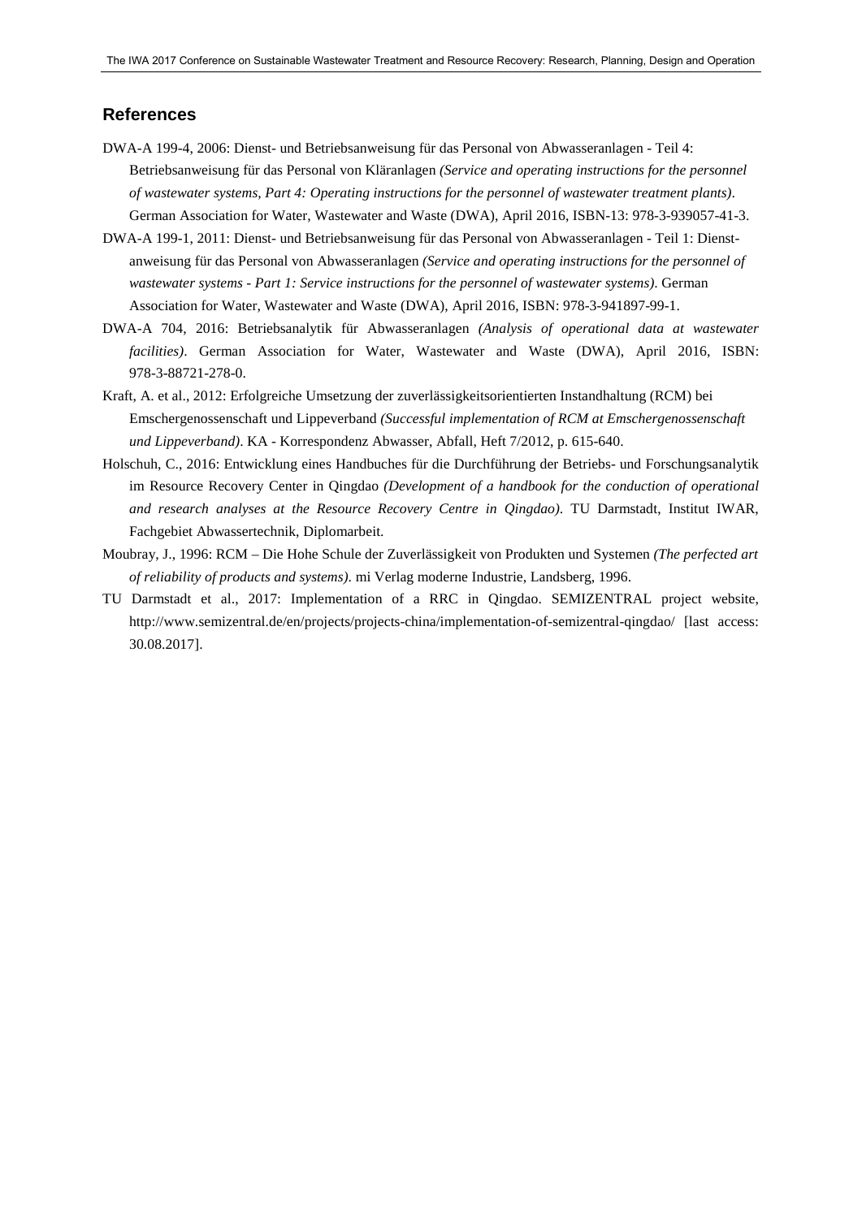## References

DWA-A 199-4, 2006: Dienst- und Betriebsanweisung für das Personal von Abwasseranlagen - Teil 4: Betriebsanweisung für das Personal von Kläranlagen *(Service and operating instructions for the personnel of wastewater systems, Part 4: Operating instructions for the personnel of wastewater treatment plants)*. German Association for Water, Wastewater and Waste (DWA), April 2016, ISBN-13: 978-3-939057-41-3.

DWA-A 199-1, 2011: Dienst- und Betriebsanweisung für das Personal von Abwasseranlagen - Teil 1: Dienst-anweisung für das Personal von Abwasseranlagen *(Service and operating instructions for the personnel of wastewater systems - Part 1: Service instructions for the personnel of wastewater systems)*. German Association for Water, Wastewater and Waste (DWA), April 2016, ISBN: 978-3-941897-99-1.

DWA-A 704, 2016: Betriebsanalytik für Abwasseranlagen *(Analysis of operational data at wastewater facilities)*. German Association for Water, Wastewater and Waste (DWA), April 2016, ISBN: 978-3-88721-278-0.

Kraft, A. et al., 2012: Erfolgreiche Umsetzung der zuverlässigkeitsorientierten Instandhaltung (RCM) bei Emschergenossenschaft und Lippeverband *(Successful implementation of RCM at Emschergenossenschaft und Lippeverband)*. KA - Korrespondenz Abwasser, Abfall, Heft 7/2012, p. 615-640.

Holschuh, C., 2016: Entwicklung eines Handbuches für die Durchführung der Betriebs- und Forschungsanalytik im Resource Recovery Center in Qingdao *(Development of a handbook for the conduction of operational and research analyses at the Resource Recovery Centre in Qingdao)*. TU Darmstadt, Institut IWAR, Fachgebiet Abwassertechnik, Diplomarbeit.

Moubray, J., 1996: RCM – Die Hohe Schule der Zuverlässigkeit von Produkten und Systemen *(The perfected art of reliability of products and systems)*. mi Verlag moderne Industrie, Landsberg, 1996.

TU Darmstadt et al., 2017: Implementation of a RRC in Qingdao. SEMIZENTRAL project website, http://www.semizentral.de/en/projects/projects-china/implementation-of-semizentral-qingdao/ [last access: 30.08.2017].